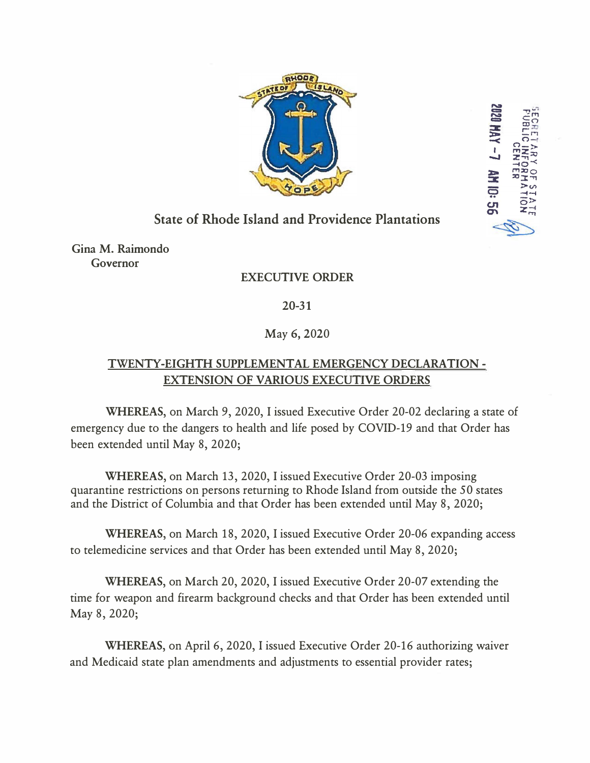# State of Rhode Island and Providence Plantations

SECRETARY OF STATE PUBLIC INFORMATION CENTER 2020 MAY -7 AM 10:56

**Gina M. Raimondo**
**Governor**

**EXECUTIVE ORDER**

**20-31**

May 6, 2020

## TWENTY-EIGHTH SUPPLEMENTAL EMERGENCY DECLARATION - EXTENSION OF VARIOUS EXECUTIVE ORDERS

**WHEREAS,** on March 9, 2020, I issued Executive Order 20-02 declaring a state of emergency due to the dangers to health and life posed by COVID-19 and that Order has been extended until May 8, 2020;

**WHEREAS,** on March 13, 2020, I issued Executive Order 20-03 imposing quarantine restrictions on persons returning to Rhode Island from outside the 50 states and the District of Columbia and that Order has been extended until May 8, 2020;

**WHEREAS,** on March 18, 2020, I issued Executive Order 20-06 expanding access to telemedicine services and that Order has been extended until May 8, 2020;

**WHEREAS,** on March 20, 2020, I issued Executive Order 20-07 extending the time for weapon and firearm background checks and that Order has been extended until May 8, 2020;

**WHEREAS,** on April 6, 2020, I issued Executive Order 20-16 authorizing waiver and Medicaid state plan amendments and adjustments to essential provider rates;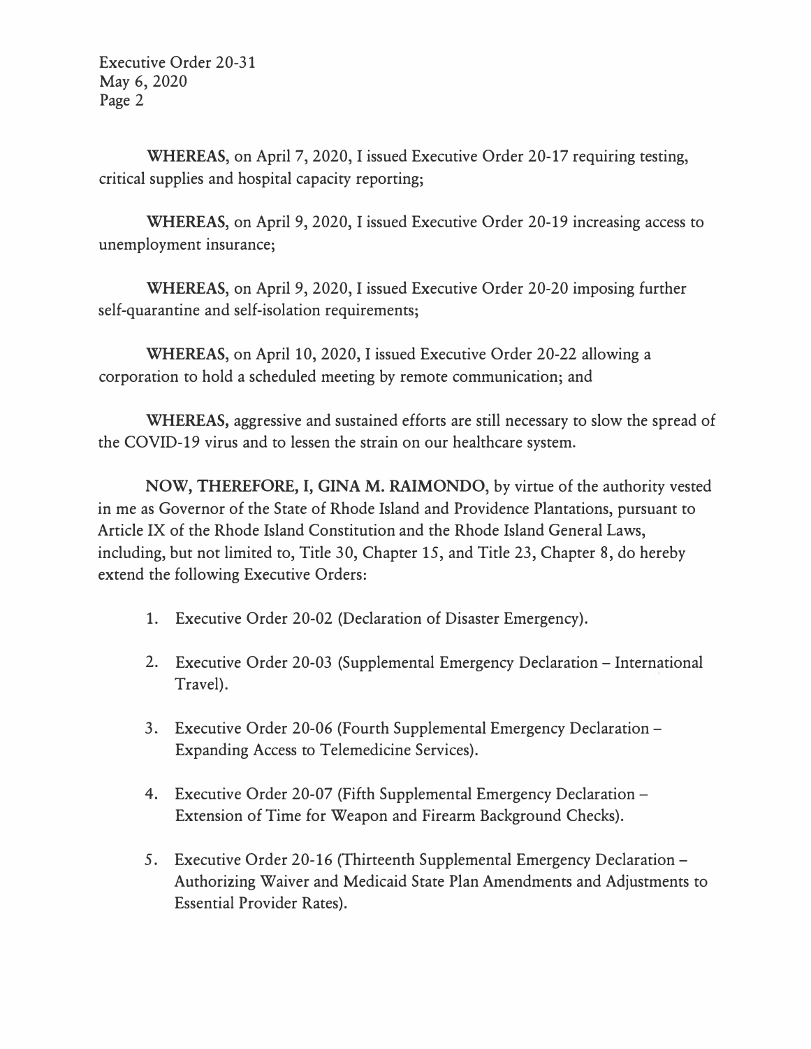**WHEREAS**, on April 7, 2020, I issued Executive Order 20-17 requiring testing, critical supplies and hospital capacity reporting;

**WHEREAS**, on April 9, 2020, I issued Executive Order 20-19 increasing access to unemployment insurance;

**WHEREAS**, on April 9, 2020, I issued Executive Order 20-20 imposing further self-quarantine and self-isolation requirements;

**WHEREAS**, on April 10, 2020, I issued Executive Order 20-22 allowing a corporation to hold a scheduled meeting by remote communication; and

**WHEREAS**, aggressive and sustained efforts are still necessary to slow the spread of the COVID-19 virus and to lessen the strain on our healthcare system.

**NOW, THEREFORE, I, GINA M. RAIMONDO**, by virtue of the authority vested in me as Governor of the State of Rhode Island and Providence Plantations, pursuant to Article IX of the Rhode Island Constitution and the Rhode Island General Laws, including, but not limited to, Title 30, Chapter 15, and Title 23, Chapter 8, do hereby extend the following Executive Orders:

1. Executive Order 20-02 (Declaration of Disaster Emergency).

2. Executive Order 20-03 (Supplemental Emergency Declaration – International Travel).

3. Executive Order 20-06 (Fourth Supplemental Emergency Declaration – Expanding Access to Telemedicine Services).

4. Executive Order 20-07 (Fifth Supplemental Emergency Declaration – Extension of Time for Weapon and Firearm Background Checks).

5. Executive Order 20-16 (Thirteenth Supplemental Emergency Declaration – Authorizing Waiver and Medicaid State Plan Amendments and Adjustments to Essential Provider Rates).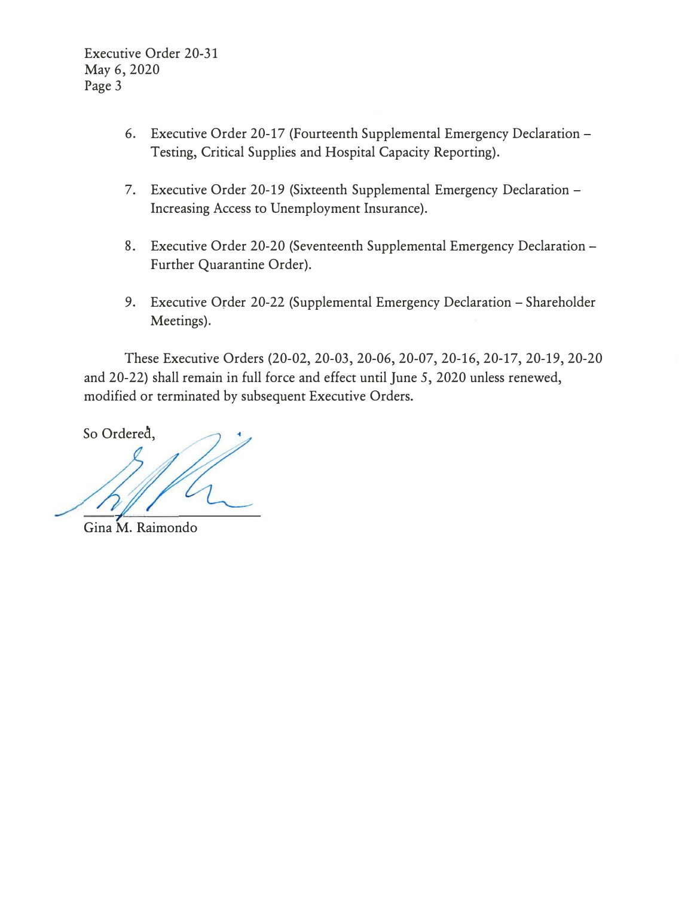6. Executive Order 20-17 (Fourteenth Supplemental Emergency Declaration – Testing, Critical Supplies and Hospital Capacity Reporting).

7. Executive Order 20-19 (Sixteenth Supplemental Emergency Declaration – Increasing Access to Unemployment Insurance).

8. Executive Order 20-20 (Seventeenth Supplemental Emergency Declaration – Further Quarantine Order).

9. Executive Order 20-22 (Supplemental Emergency Declaration – Shareholder Meetings).

These Executive Orders (20-02, 20-03, 20-06, 20-07, 20-16, 20-17, 20-19, 20-20 and 20-22) shall remain in full force and effect until June 5, 2020 unless renewed, modified or terminated by subsequent Executive Orders.

So Ordered,

Gina M. Raimondo